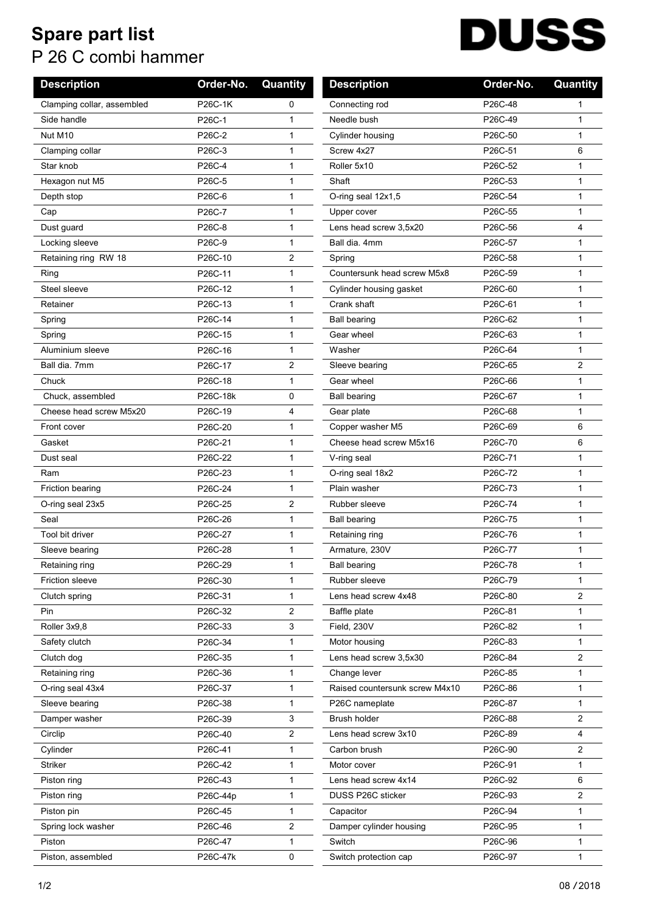# Spare part list

## P 26 C combi hammer

DUSS

| Description | Order-No. | Quantity |
|---|---|---|
| Clamping collar, assembled | P26C-1K | 0 |
| Side handle | P26C-1 | 1 |
| Nut M10 | P26C-2 | 1 |
| Clamping collar | P26C-3 | 1 |
| Star knob | P26C-4 | 1 |
| Hexagon nut M5 | P26C-5 | 1 |
| Depth stop | P26C-6 | 1 |
| Cap | P26C-7 | 1 |
| Dust guard | P26C-8 | 1 |
| Locking sleeve | P26C-9 | 1 |
| Retaining ring RW 18 | P26C-10 | 2 |
| Ring | P26C-11 | 1 |
| Steel sleeve | P26C-12 | 1 |
| Retainer | P26C-13 | 1 |
| Spring | P26C-14 | 1 |
| Spring | P26C-15 | 1 |
| Aluminium sleeve | P26C-16 | 1 |
| Ball dia. 7mm | P26C-17 | 2 |
| Chuck | P26C-18 | 1 |
| Chuck, assembled | P26C-18k | 0 |
| Cheese head screw M5x20 | P26C-19 | 4 |
| Front cover | P26C-20 | 1 |
| Gasket | P26C-21 | 1 |
| Dust seal | P26C-22 | 1 |
| Ram | P26C-23 | 1 |
| Friction bearing | P26C-24 | 1 |
| O-ring seal 23x5 | P26C-25 | 2 |
| Seal | P26C-26 | 1 |
| Tool bit driver | P26C-27 | 1 |
| Sleeve bearing | P26C-28 | 1 |
| Retaining ring | P26C-29 | 1 |
| Friction sleeve | P26C-30 | 1 |
| Clutch spring | P26C-31 | 1 |
| Pin | P26C-32 | 2 |
| Roller 3x9,8 | P26C-33 | 3 |
| Safety clutch | P26C-34 | 1 |
| Clutch dog | P26C-35 | 1 |
| Retaining ring | P26C-36 | 1 |
| O-ring seal 43x4 | P26C-37 | 1 |
| Sleeve bearing | P26C-38 | 1 |
| Damper washer | P26C-39 | 3 |
| Circlip | P26C-40 | 2 |
| Cylinder | P26C-41 | 1 |
| Striker | P26C-42 | 1 |
| Piston ring | P26C-43 | 1 |
| Piston ring | P26C-44p | 1 |
| Piston pin | P26C-45 | 1 |
| Spring lock washer | P26C-46 | 2 |
| Piston | P26C-47 | 1 |
| Piston, assembled | P26C-47k | 0 |
| Connecting rod | P26C-48 | 1 |
| Needle bush | P26C-49 | 1 |
| Cylinder housing | P26C-50 | 1 |
| Screw 4x27 | P26C-51 | 6 |
| Roller 5x10 | P26C-52 | 1 |
| Shaft | P26C-53 | 1 |
| O-ring seal 12x1,5 | P26C-54 | 1 |
| Upper cover | P26C-55 | 1 |
| Lens head screw 3,5x20 | P26C-56 | 4 |
| Ball dia. 4mm | P26C-57 | 1 |
| Spring | P26C-58 | 1 |
| Countersunk head screw M5x8 | P26C-59 | 1 |
| Cylinder housing gasket | P26C-60 | 1 |
| Crank shaft | P26C-61 | 1 |
| Ball bearing | P26C-62 | 1 |
| Gear wheel | P26C-63 | 1 |
| Washer | P26C-64 | 1 |
| Sleeve bearing | P26C-65 | 2 |
| Gear wheel | P26C-66 | 1 |
| Ball bearing | P26C-67 | 1 |
| Gear plate | P26C-68 | 1 |
| Copper washer M5 | P26C-69 | 6 |
| Cheese head screw M5x16 | P26C-70 | 6 |
| V-ring seal | P26C-71 | 1 |
| O-ring seal 18x2 | P26C-72 | 1 |
| Plain washer | P26C-73 | 1 |
| Rubber sleeve | P26C-74 | 1 |
| Ball bearing | P26C-75 | 1 |
| Retaining ring | P26C-76 | 1 |
| Armature, 230V | P26C-77 | 1 |
| Ball bearing | P26C-78 | 1 |
| Rubber sleeve | P26C-79 | 1 |
| Lens head screw 4x48 | P26C-80 | 2 |
| Baffle plate | P26C-81 | 1 |
| Field, 230V | P26C-82 | 1 |
| Motor housing | P26C-83 | 1 |
| Lens head screw 3,5x30 | P26C-84 | 2 |
| Change lever | P26C-85 | 1 |
| Raised countersunk screw M4x10 | P26C-86 | 1 |
| P26C nameplate | P26C-87 | 1 |
| Brush holder | P26C-88 | 2 |
| Lens head screw 3x10 | P26C-89 | 4 |
| Carbon brush | P26C-90 | 2 |
| Motor cover | P26C-91 | 1 |
| Lens head screw 4x14 | P26C-92 | 6 |
| DUSS P26C sticker | P26C-93 | 2 |
| Capacitor | P26C-94 | 1 |
| Damper cylinder housing | P26C-95 | 1 |
| Switch | P26C-96 | 1 |
| Switch protection cap | P26C-97 | 1 |

08 / 2018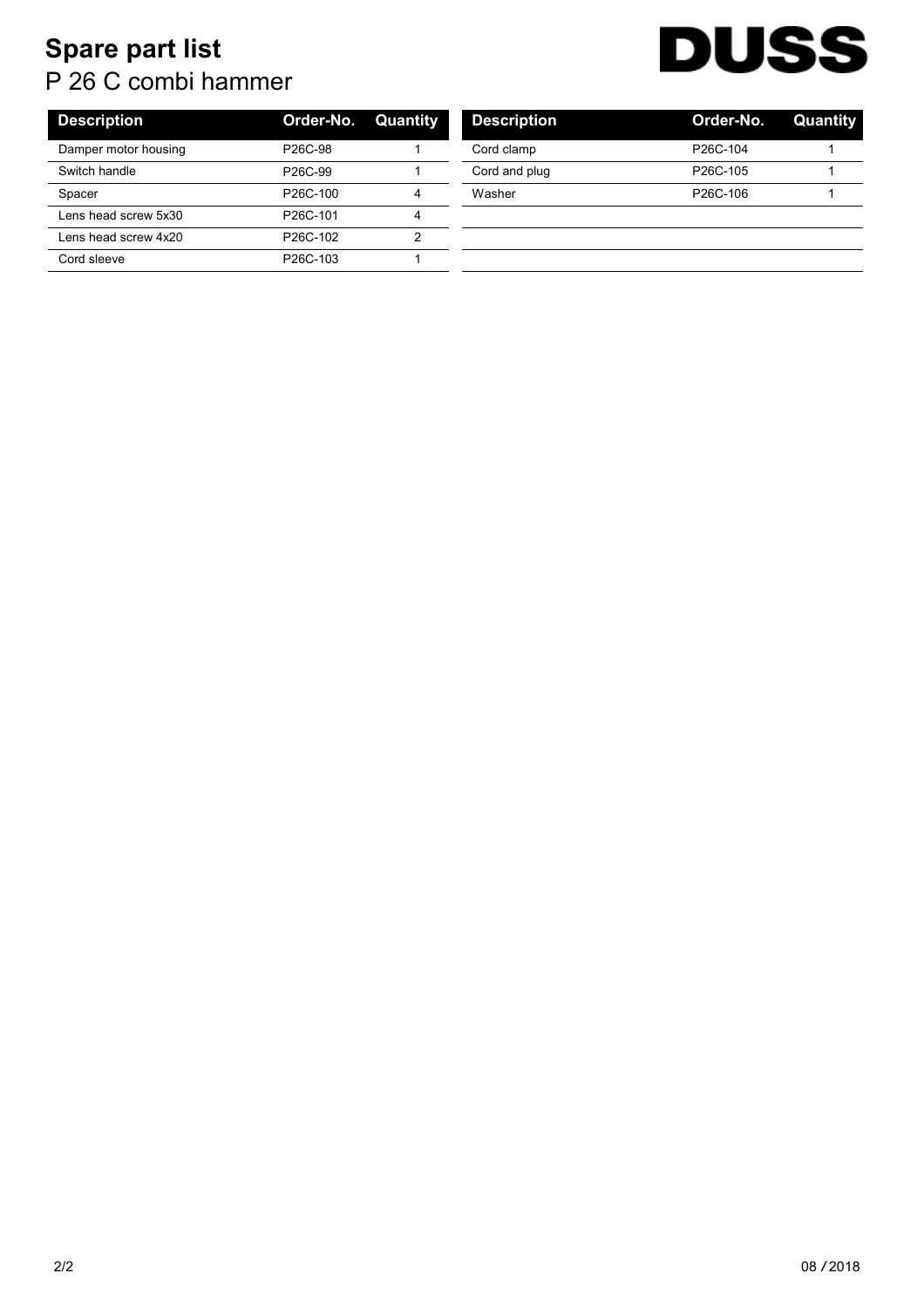# Spare part list

P 26 C combi hammer

DUSS

| Description | Order-No. | Quantity |
|---|---|---|
| Damper motor housing | P26C-98 | 1 |
| Switch handle | P26C-99 | 1 |
| Spacer | P26C-100 | 4 |
| Lens head screw 5x30 | P26C-101 | 4 |
| Lens head screw 4x20 | P26C-102 | 2 |
| Cord sleeve | P26C-103 | 1 |
| Cord clamp | P26C-104 | 1 |
| Cord and plug | P26C-105 | 1 |
| Washer | P26C-106 | 1 |

08 / 2018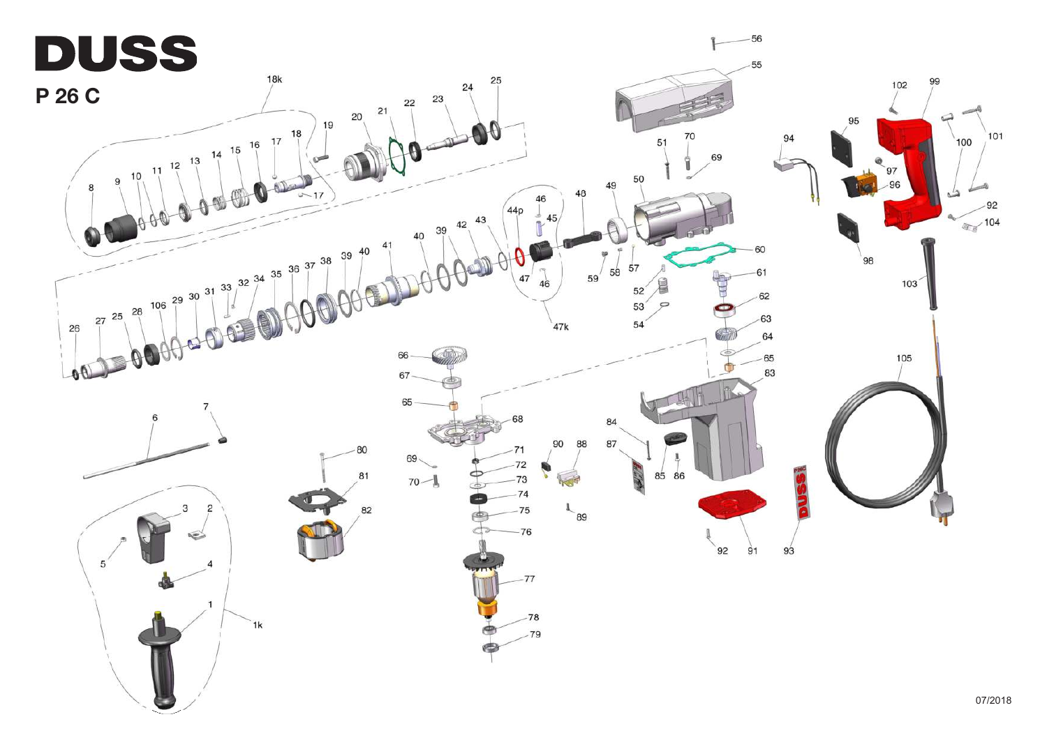# DUSS

## P 26 C

07/2018